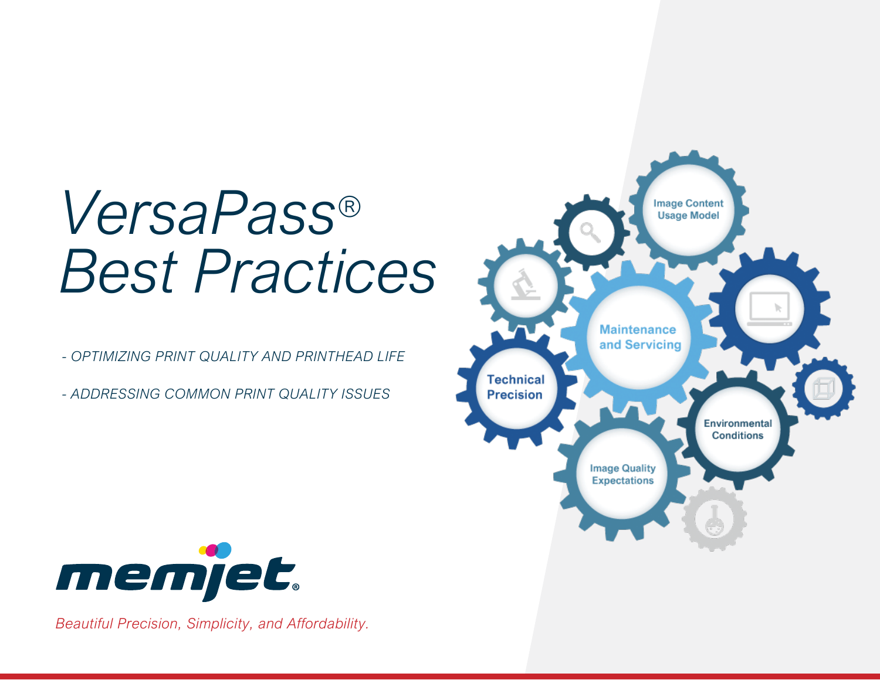# VersaPass® Best Practices

*- OPTIMIZING PRINT QUALITY AND PRINTHEAD LIFE*

*- ADDRESSING COMMON PRINT QUALITY ISSUES*

Image Content Usage Model

Maintenance and Servicing

Technical Precision

Environmental Conditions

Image Quality Expectations

memjet®

*Beautiful Precision, Simplicity, and Affordability.*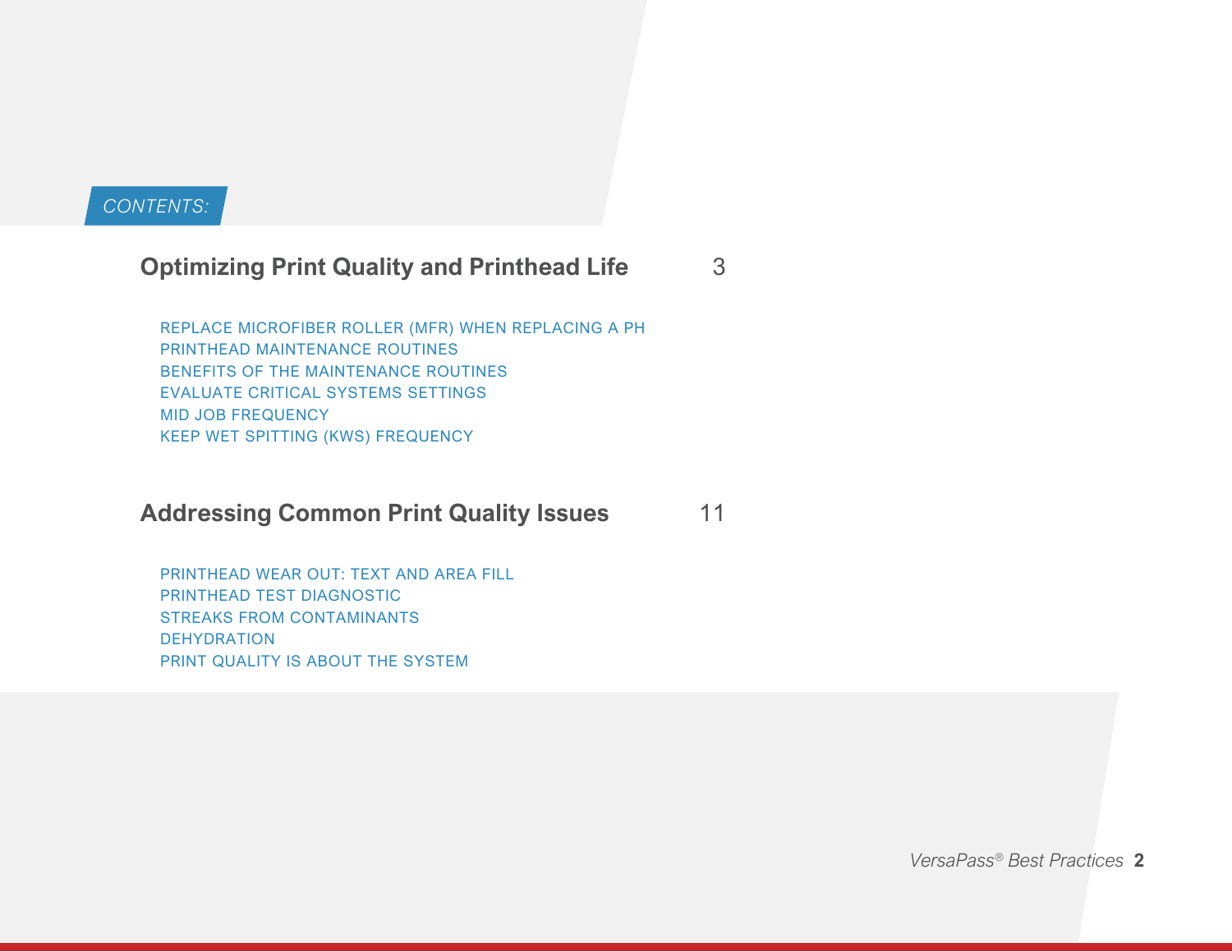*CONTENTS:*

## Optimizing Print Quality and Printhead Life — 3

- REPLACE MICROFIBER ROLLER (MFR) WHEN REPLACING A PH
- PRINTHEAD MAINTENANCE ROUTINES
- BENEFITS OF THE MAINTENANCE ROUTINES
- EVALUATE CRITICAL SYSTEMS SETTINGS
- MID JOB FREQUENCY
- KEEP WET SPITTING (KWS) FREQUENCY

## Addressing Common Print Quality Issues — 11

- PRINTHEAD WEAR OUT: TEXT AND AREA FILL
- PRINTHEAD TEST DIAGNOSTIC
- STREAKS FROM CONTAMINANTS
- DEHYDRATION
- PRINT QUALITY IS ABOUT THE SYSTEM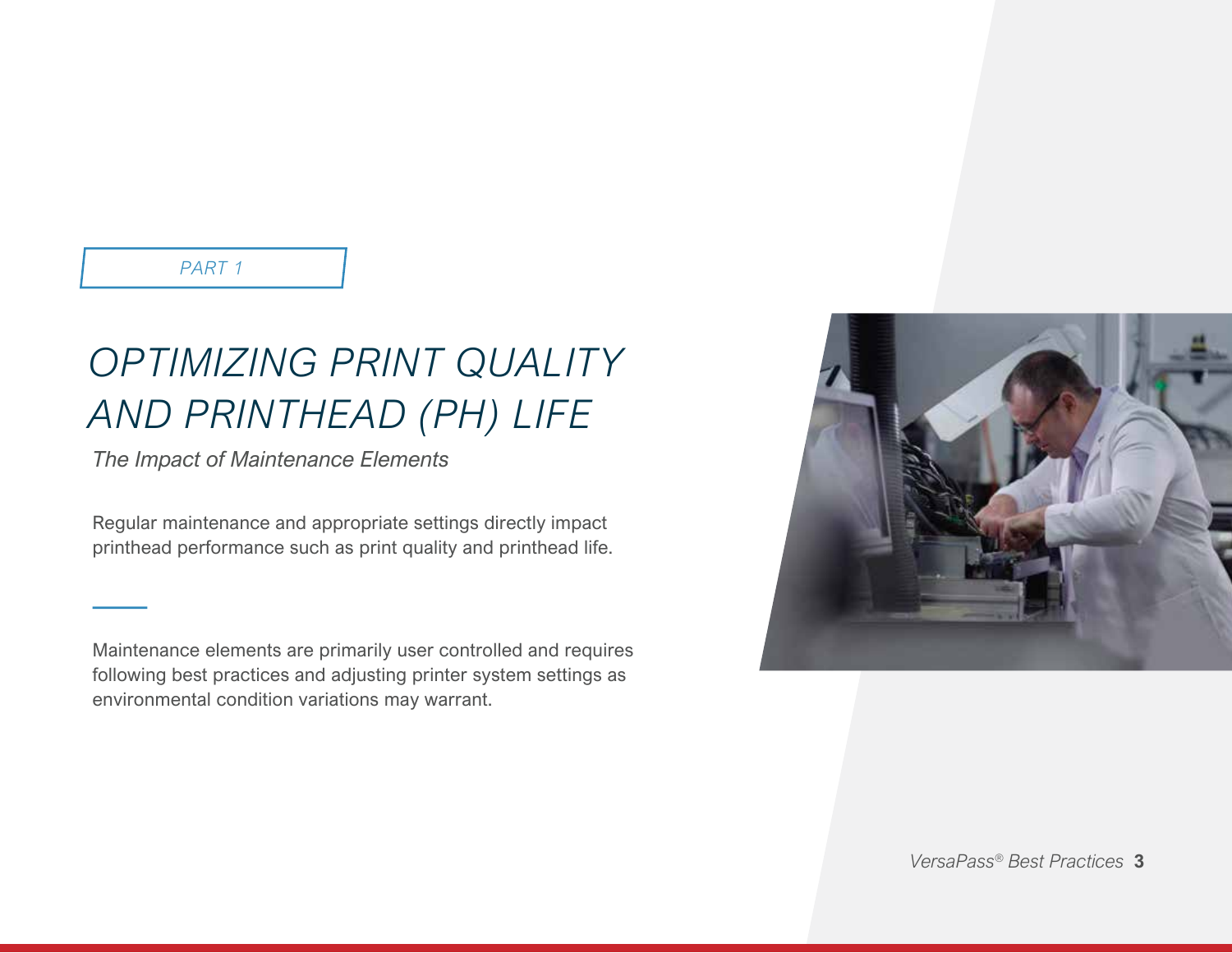PART 1

# OPTIMIZING PRINT QUALITY AND PRINTHEAD (PH) LIFE

*The Impact of Maintenance Elements*

Regular maintenance and appropriate settings directly impact printhead performance such as print quality and printhead life.

Maintenance elements are primarily user controlled and requires following best practices and adjusting printer system settings as environmental condition variations may warrant.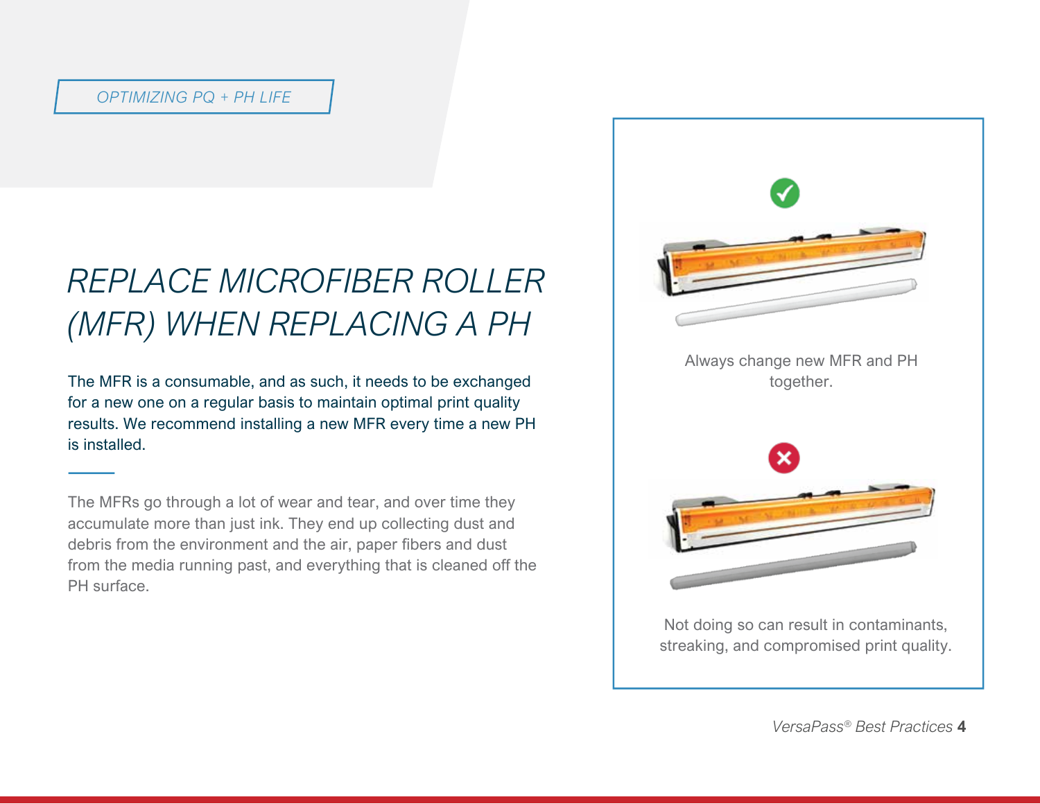OPTIMIZING PQ + PH LIFE

# REPLACE MICROFIBER ROLLER (MFR) WHEN REPLACING A PH

The MFR is a consumable, and as such, it needs to be exchanged for a new one on a regular basis to maintain optimal print quality results. We recommend installing a new MFR every time a new PH is installed.

The MFRs go through a lot of wear and tear, and over time they accumulate more than just ink. They end up collecting dust and debris from the environment and the air, paper fibers and dust from the media running past, and everything that is cleaned off the PH surface.

Always change new MFR and PH together.

Not doing so can result in contaminants, streaking, and compromised print quality.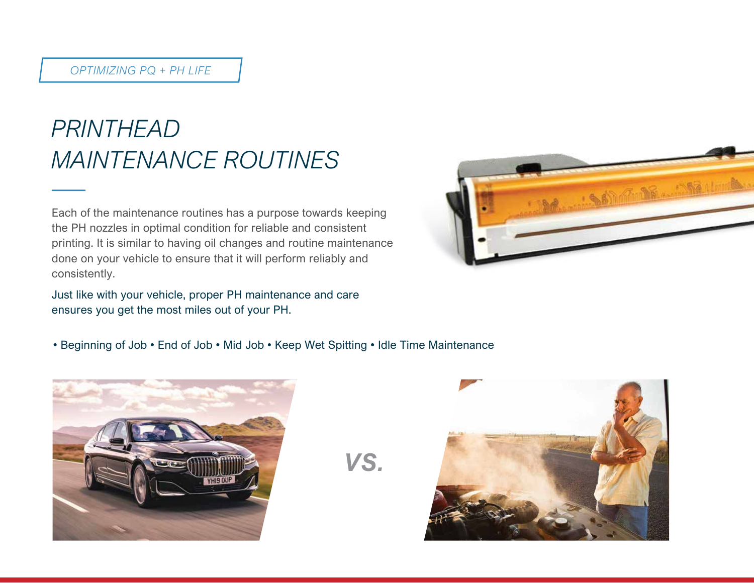OPTIMIZING PQ + PH LIFE

# PRINTHEAD MAINTENANCE ROUTINES

Each of the maintenance routines has a purpose towards keeping the PH nozzles in optimal condition for reliable and consistent printing. It is similar to having oil changes and routine maintenance done on your vehicle to ensure that it will perform reliably and consistently.

Just like with your vehicle, proper PH maintenance and care ensures you get the most miles out of your PH.

- Beginning of Job
- End of Job
- Mid Job
- Keep Wet Spitting
- Idle Time Maintenance

VS.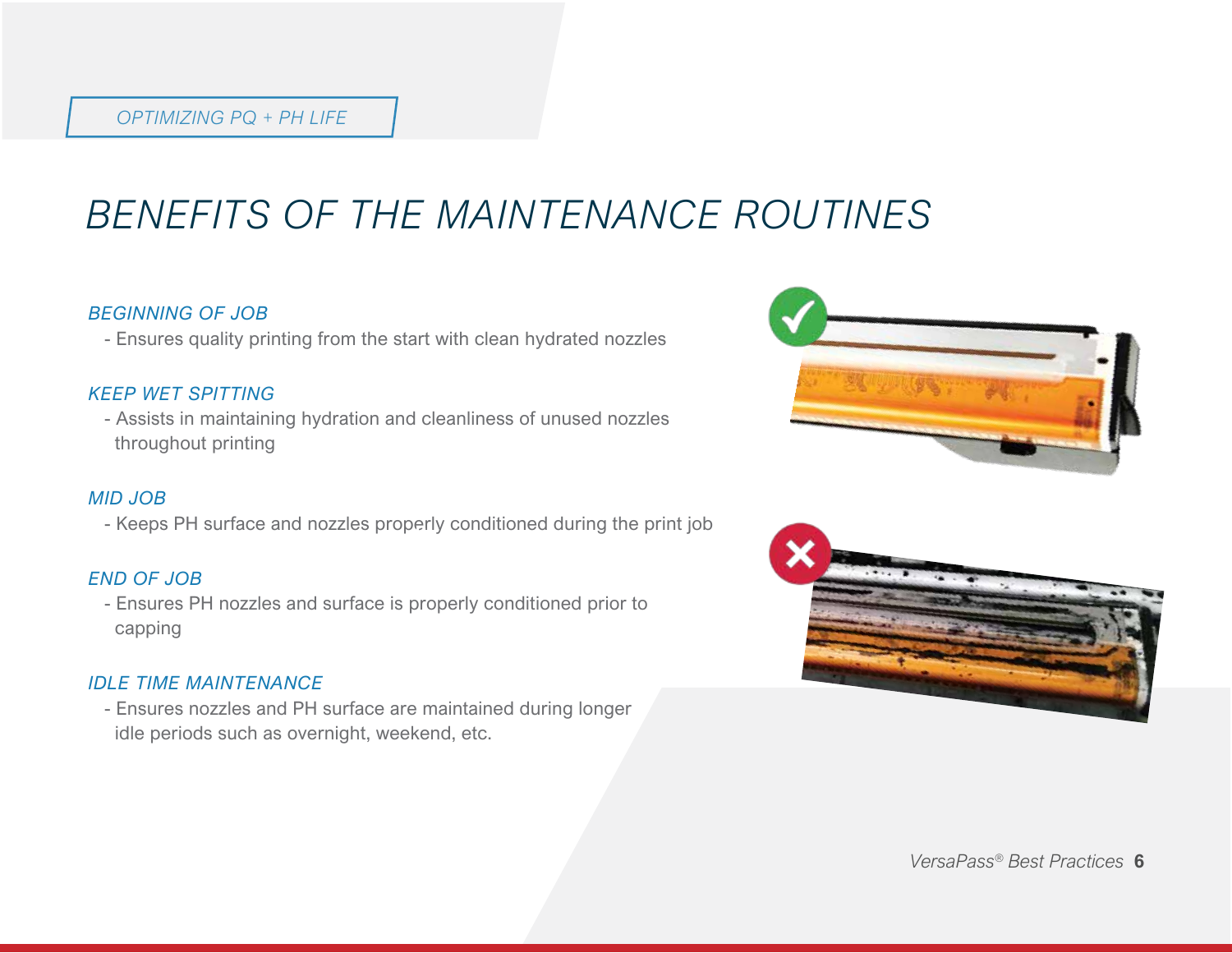OPTIMIZING PQ + PH LIFE

# BENEFITS OF THE MAINTENANCE ROUTINES

### *BEGINNING OF JOB*

- Ensures quality printing from the start with clean hydrated nozzles

### *KEEP WET SPITTING*

- Assists in maintaining hydration and cleanliness of unused nozzles throughout printing

### *MID JOB*

- Keeps PH surface and nozzles properly conditioned during the print job

### *END OF JOB*

- Ensures PH nozzles and surface is properly conditioned prior to capping

### *IDLE TIME MAINTENANCE*

- Ensures nozzles and PH surface are maintained during longer idle periods such as overnight, weekend, etc.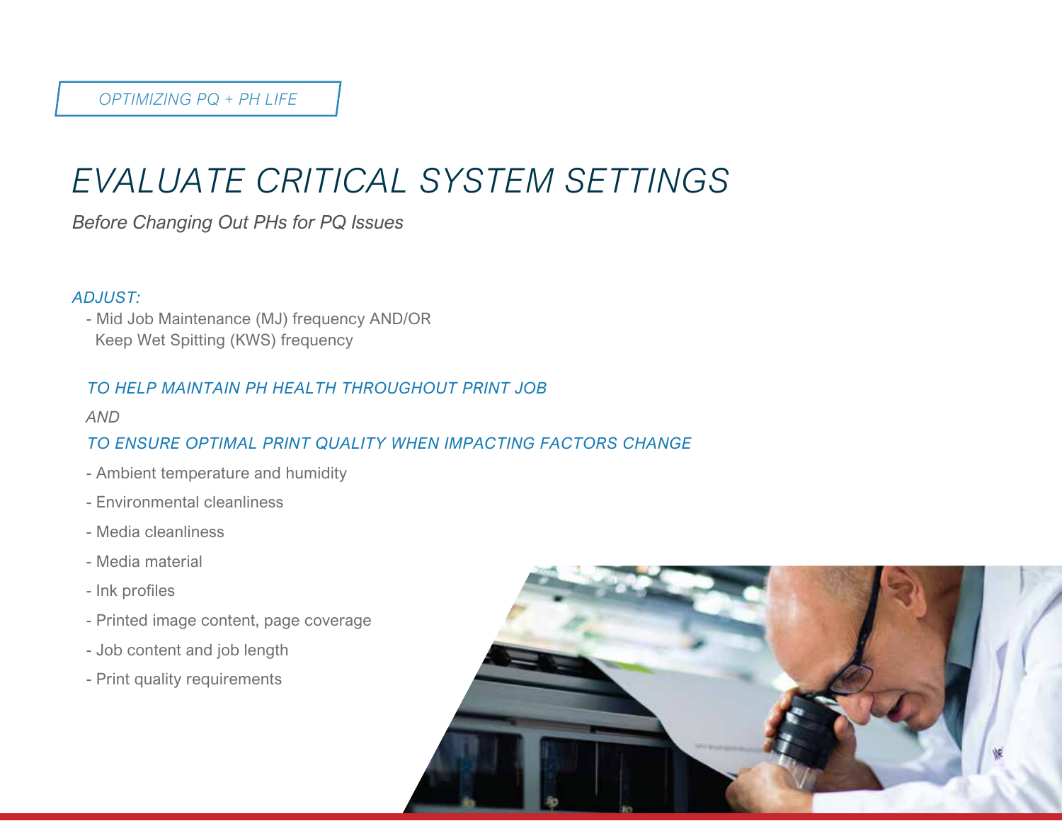OPTIMIZING PQ + PH LIFE

# EVALUATE CRITICAL SYSTEM SETTINGS

*Before Changing Out PHs for PQ Issues*

*ADJUST:*

- Mid Job Maintenance (MJ) frequency AND/OR
  Keep Wet Spitting (KWS) frequency

*TO HELP MAINTAIN PH HEALTH THROUGHOUT PRINT JOB*

*AND*

*TO ENSURE OPTIMAL PRINT QUALITY WHEN IMPACTING FACTORS CHANGE*

- Ambient temperature and humidity
- Environmental cleanliness
- Media cleanliness
- Media material
- Ink profiles
- Printed image content, page coverage
- Job content and job length
- Print quality requirements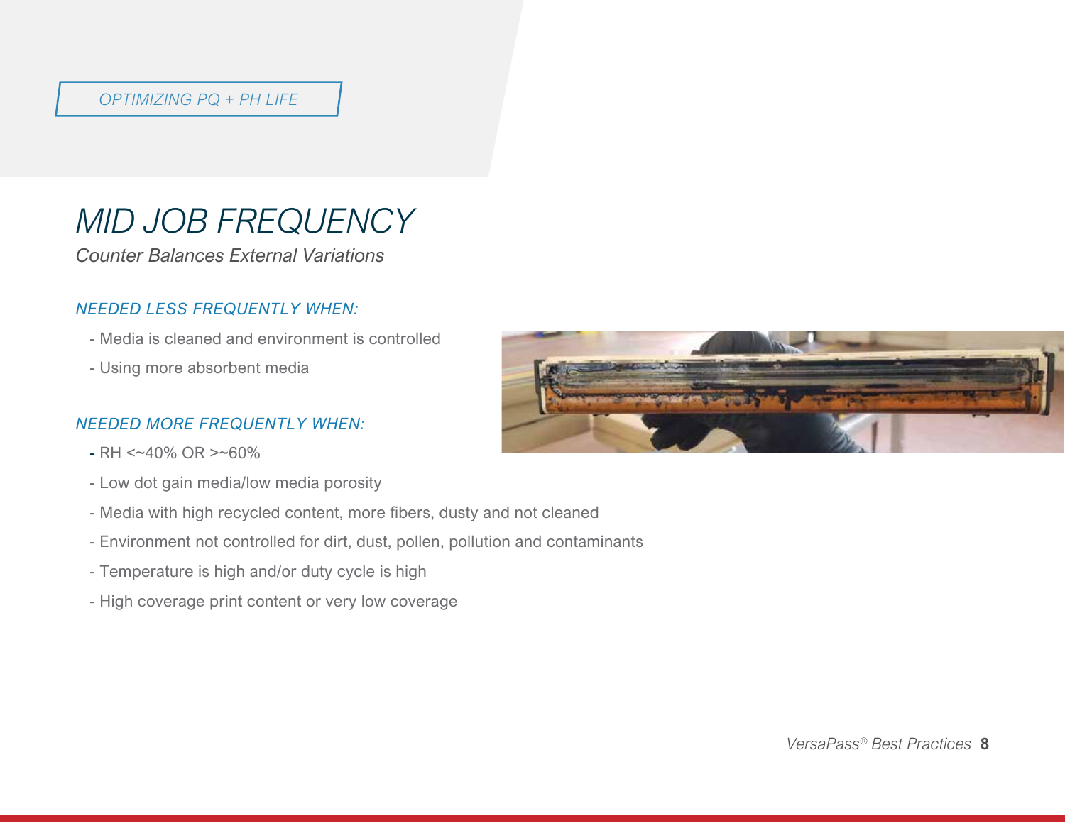OPTIMIZING PQ + PH LIFE

# MID JOB FREQUENCY

*Counter Balances External Variations*

### NEEDED LESS FREQUENTLY WHEN:

- Media is cleaned and environment is controlled
- Using more absorbent media

### NEEDED MORE FREQUENTLY WHEN:

- RH <~40% OR >~60%
- Low dot gain media/low media porosity
- Media with high recycled content, more fibers, dusty and not cleaned
- Environment not controlled for dirt, dust, pollen, pollution and contaminants
- Temperature is high and/or duty cycle is high
- High coverage print content or very low coverage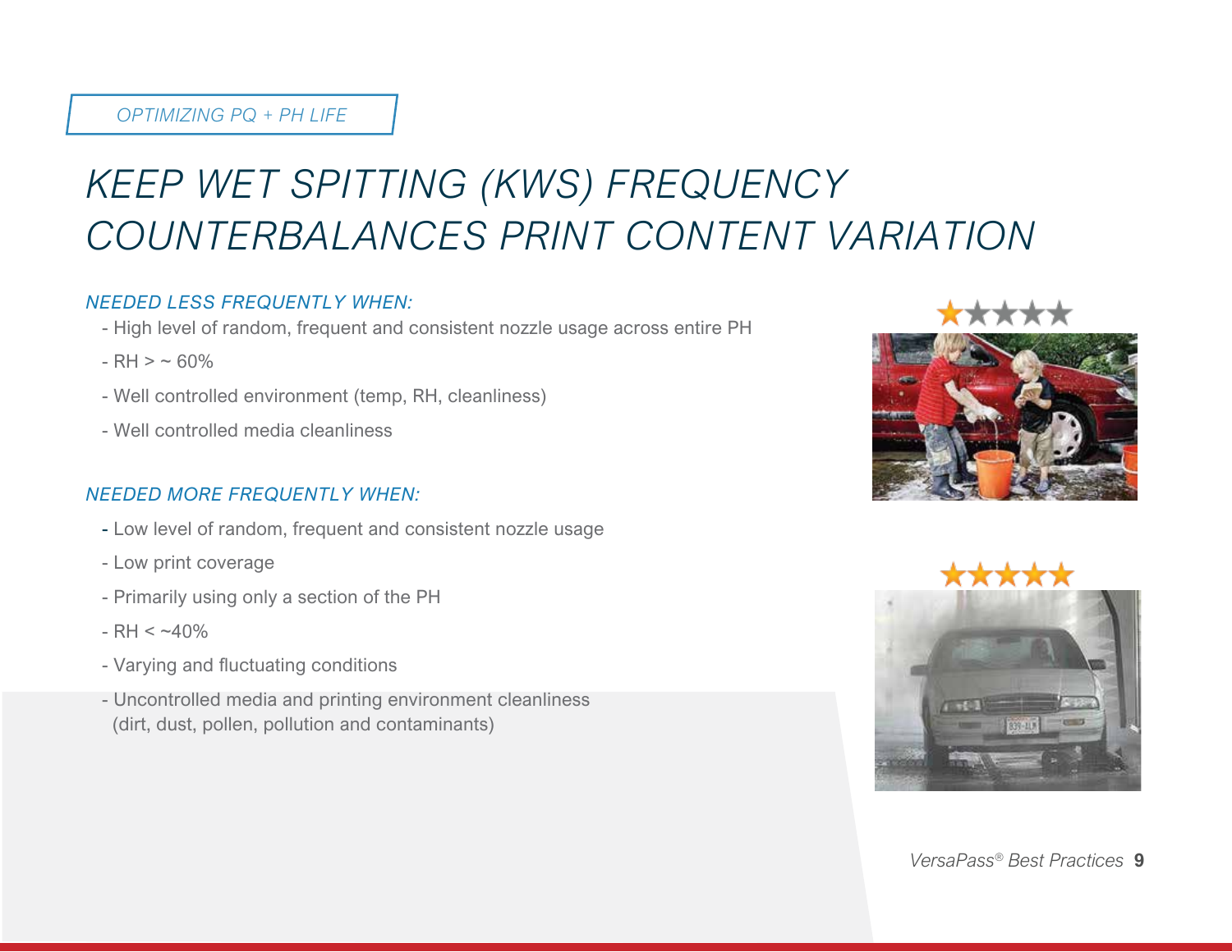*OPTIMIZING PQ + PH LIFE*

# *KEEP WET SPITTING (KWS) FREQUENCY COUNTERBALANCES PRINT CONTENT VARIATION*

*NEEDED LESS FREQUENTLY WHEN:*

- High level of random, frequent and consistent nozzle usage across entire PH
- RH > ~ 60%
- Well controlled environment (temp, RH, cleanliness)
- Well controlled media cleanliness

*NEEDED MORE FREQUENTLY WHEN:*

- Low level of random, frequent and consistent nozzle usage
- Low print coverage
- Primarily using only a section of the PH
- RH < ~40%
- Varying and fluctuating conditions
- Uncontrolled media and printing environment cleanliness (dirt, dust, pollen, pollution and contaminants)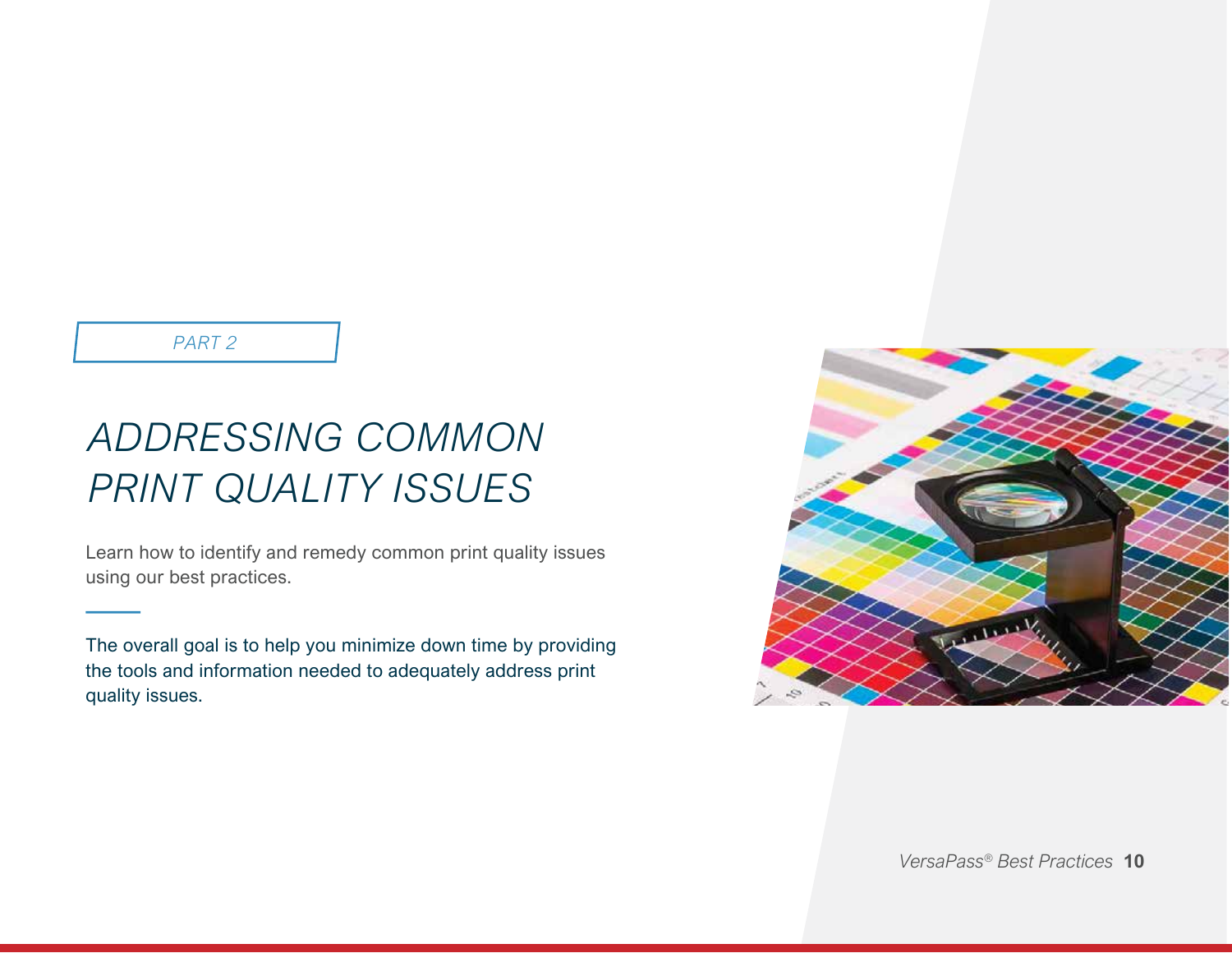PART 2

# ADDRESSING COMMON PRINT QUALITY ISSUES

Learn how to identify and remedy common print quality issues using our best practices.

The overall goal is to help you minimize down time by providing the tools and information needed to adequately address print quality issues.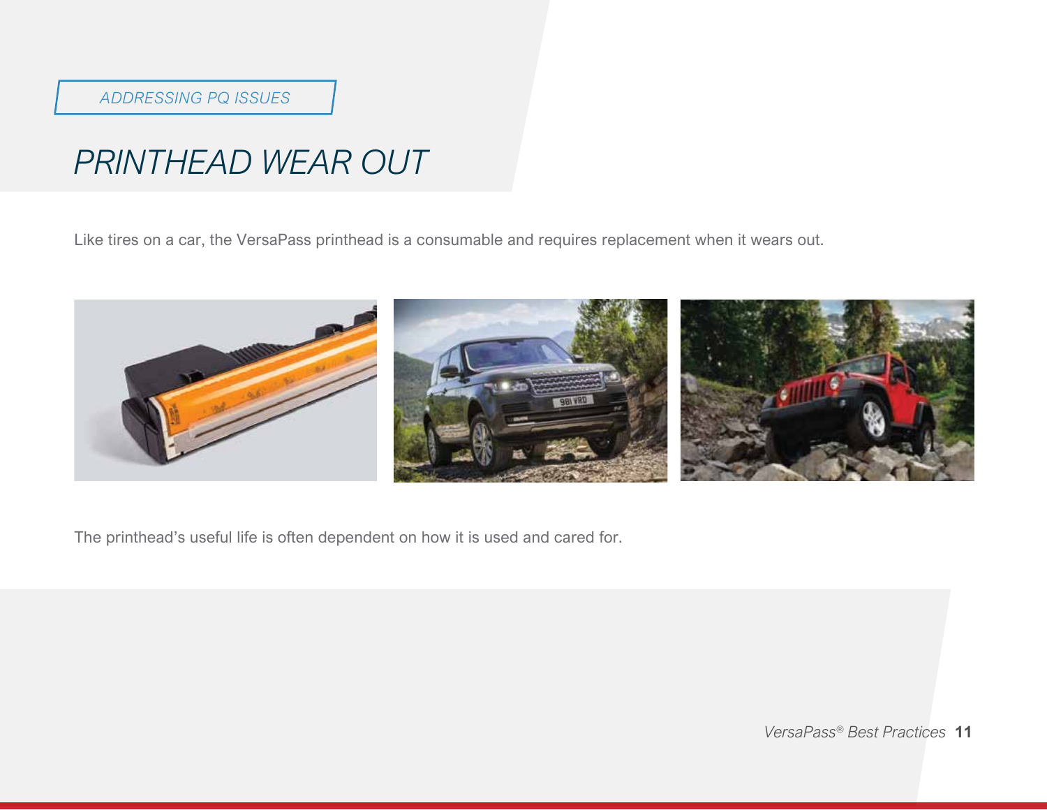ADDRESSING PQ ISSUES

# PRINTHEAD WEAR OUT

Like tires on a car, the VersaPass printhead is a consumable and requires replacement when it wears out.

The printhead's useful life is often dependent on how it is used and cared for.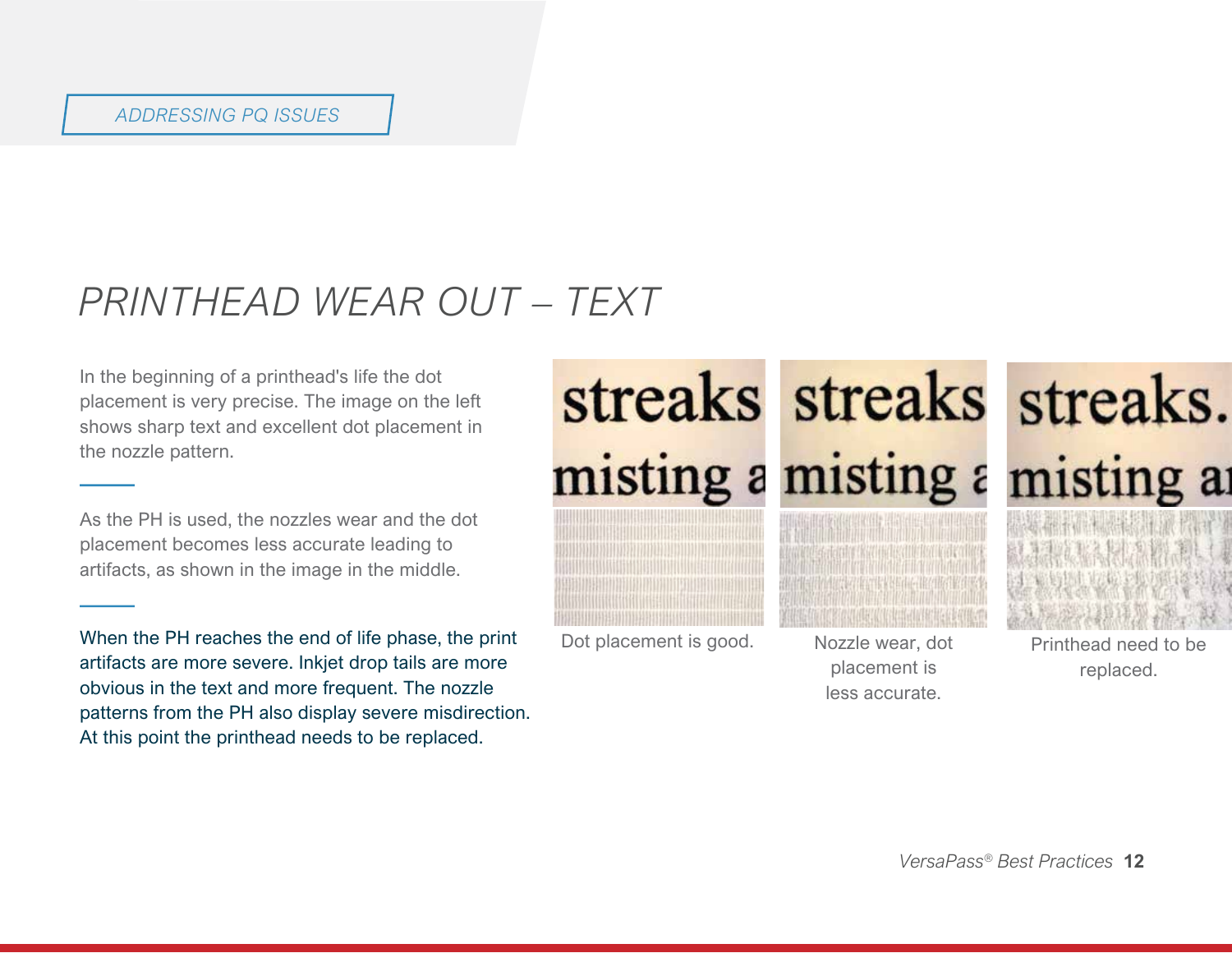ADDRESSING PQ ISSUES

# PRINTHEAD WEAR OUT – TEXT

In the beginning of a printhead's life the dot placement is very precise. The image on the left shows sharp text and excellent dot placement in the nozzle pattern.

As the PH is used, the nozzles wear and the dot placement becomes less accurate leading to artifacts, as shown in the image in the middle.

When the PH reaches the end of life phase, the print artifacts are more severe. Inkjet drop tails are more obvious in the text and more frequent. The nozzle patterns from the PH also display severe misdirection. At this point the printhead needs to be replaced.

Dot placement is good.

Nozzle wear, dot placement is less accurate.

Printhead need to be replaced.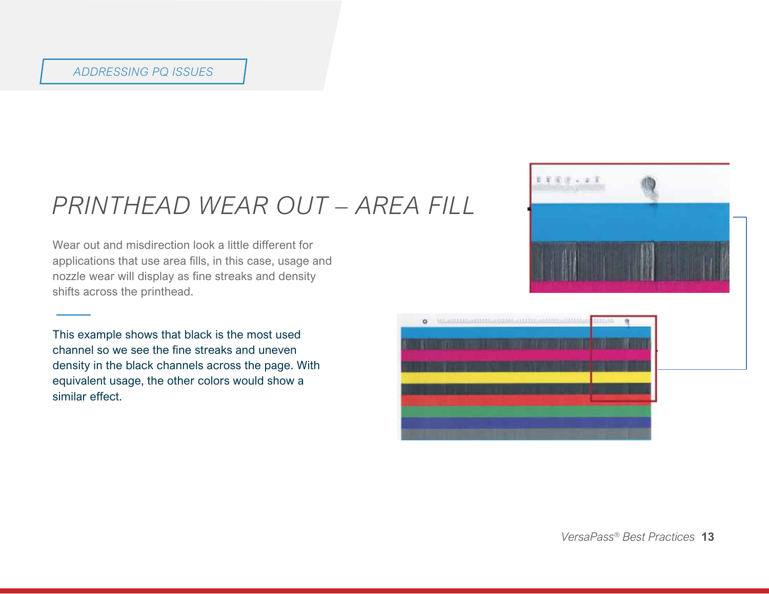ADDRESSING PQ ISSUES

# PRINTHEAD WEAR OUT – AREA FILL

Wear out and misdirection look a little different for applications that use area fills, in this case, usage and nozzle wear will display as fine streaks and density shifts across the printhead.

This example shows that black is the most used channel so we see the fine streaks and uneven density in the black channels across the page. With equivalent usage, the other colors would show a similar effect.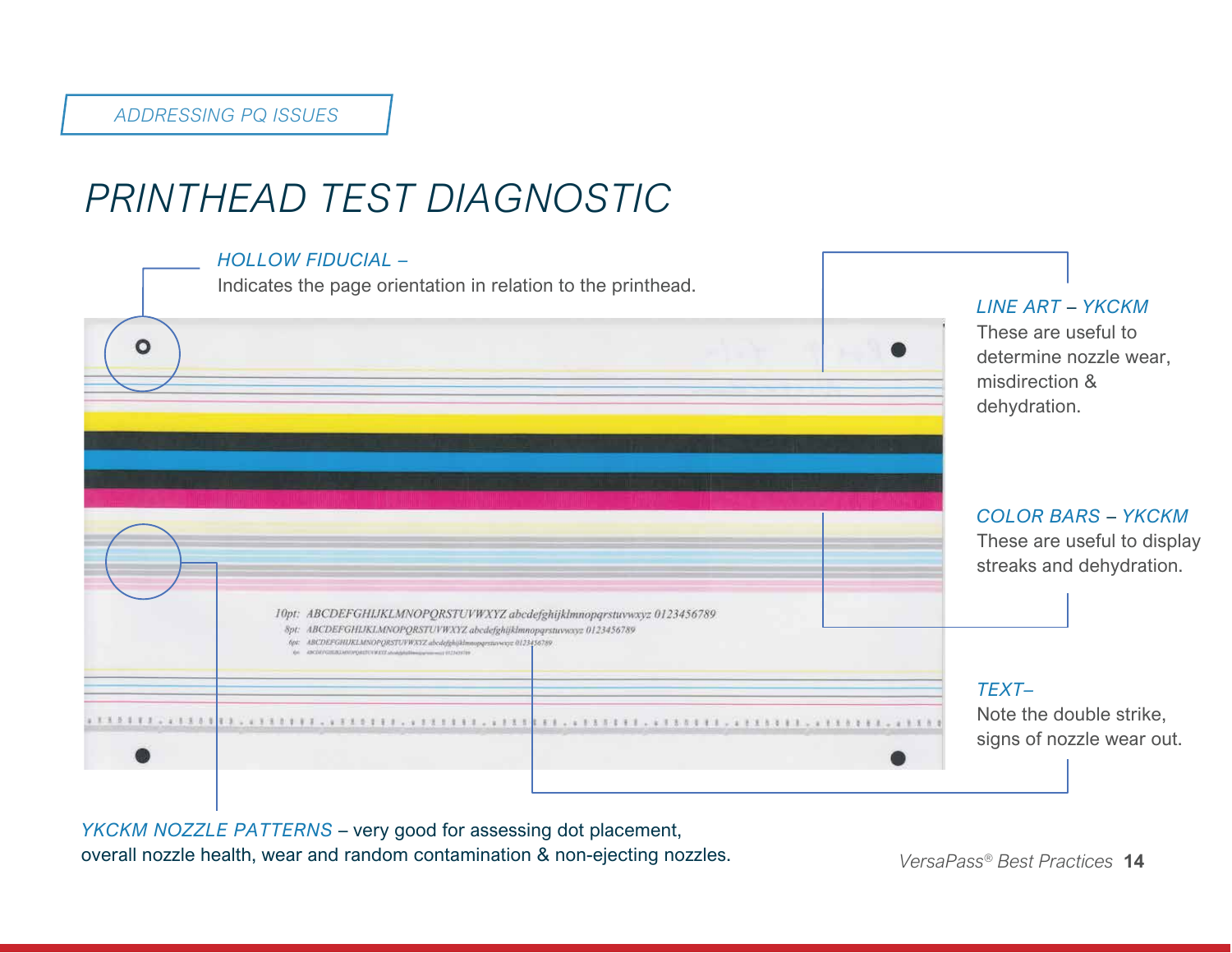ADDRESSING PQ ISSUES

# PRINTHEAD TEST DIAGNOSTIC

*HOLLOW FIDUCIAL –*
Indicates the page orientation in relation to the printhead.

*LINE ART – YKCKM*
These are useful to determine nozzle wear, misdirection & dehydration.

*COLOR BARS – YKCKM*
These are useful to display streaks and dehydration.

*TEXT–*
Note the double strike, signs of nozzle wear out.

*YKCKM NOZZLE PATTERNS* – very good for assessing dot placement, overall nozzle health, wear and random contamination & non-ejecting nozzles.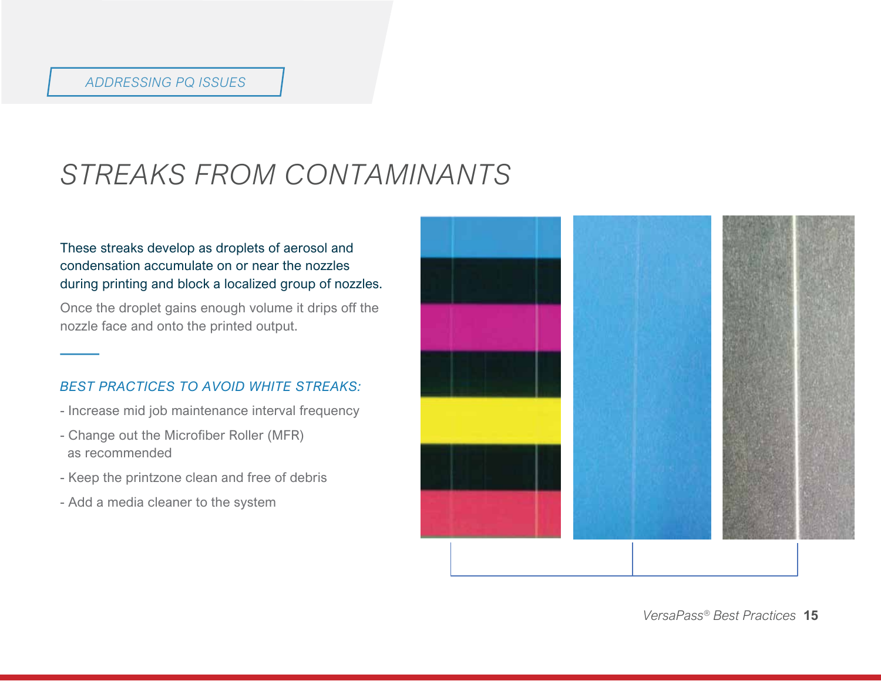ADDRESSING PQ ISSUES

# STREAKS FROM CONTAMINANTS

These streaks develop as droplets of aerosol and condensation accumulate on or near the nozzles during printing and block a localized group of nozzles.

Once the droplet gains enough volume it drips off the nozzle face and onto the printed output.

### *BEST PRACTICES TO AVOID WHITE STREAKS:*

- Increase mid job maintenance interval frequency
- Change out the Microfiber Roller (MFR) as recommended
- Keep the printzone clean and free of debris
- Add a media cleaner to the system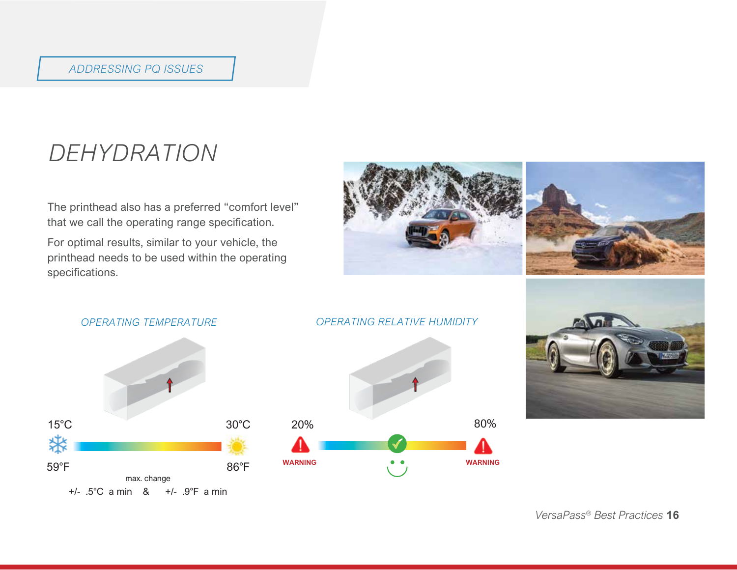ADDRESSING PQ ISSUES

# DEHYDRATION

The printhead also has a preferred "comfort level" that we call the operating range specification.

For optimal results, similar to your vehicle, the printhead needs to be used within the operating specifications.

## OPERATING TEMPERATURE

15°C — 30°C

59°F — 86°F

max. change

+/- .5°C a min & +/- .9°F a min

## OPERATING RELATIVE HUMIDITY

20% — 80%

WARNING — WARNING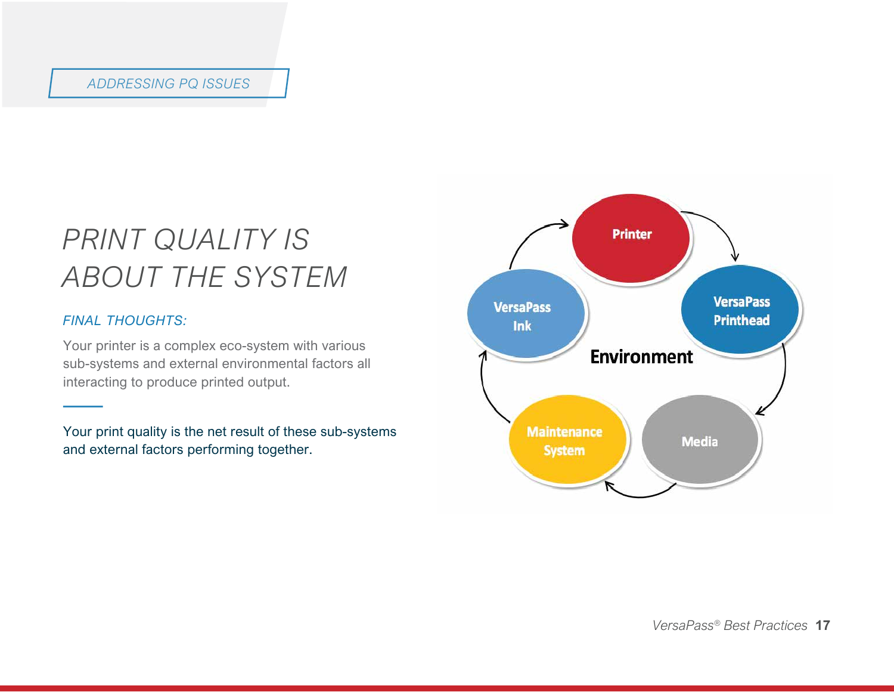ADDRESSING PQ ISSUES

# PRINT QUALITY IS ABOUT THE SYSTEM

*FINAL THOUGHTS:*

Your printer is a complex eco-system with various sub-systems and external environmental factors all interacting to produce printed output.

---

Your print quality is the net result of these sub-systems and external factors performing together.

Printer

VersaPass Printhead

Media

Maintenance System

VersaPass Ink

Environment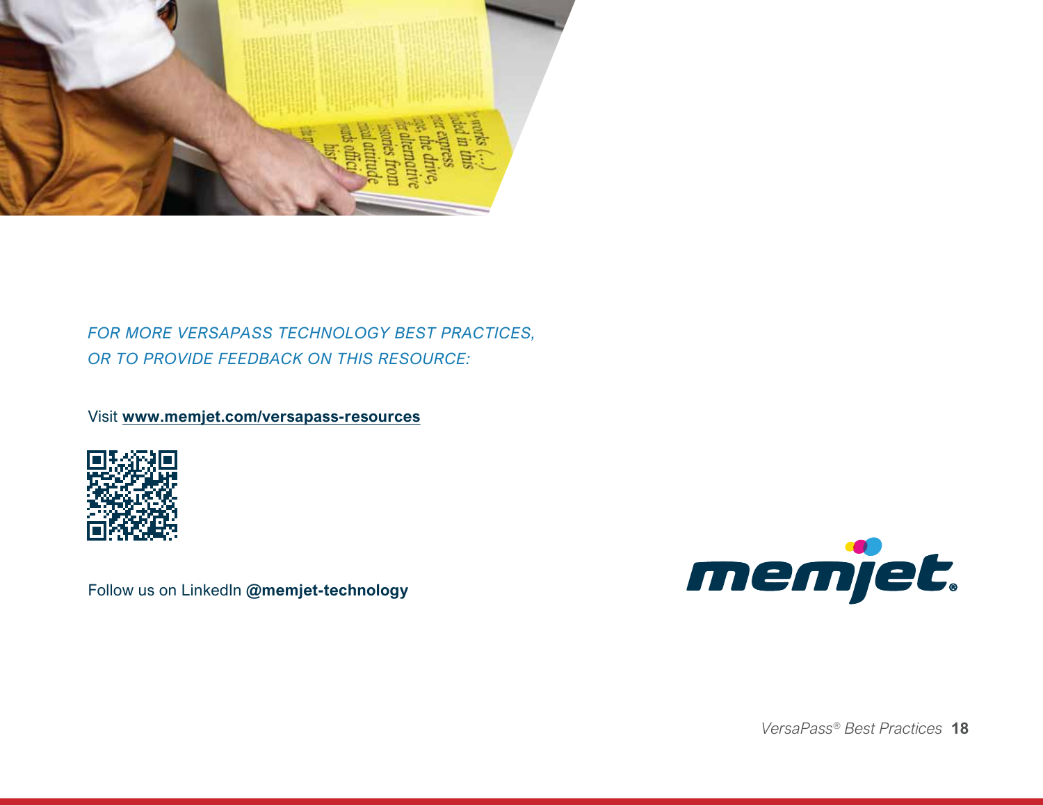*FOR MORE VERSAPASS TECHNOLOGY BEST PRACTICES,*
*OR TO PROVIDE FEEDBACK ON THIS RESOURCE:*

Visit **www.memjet.com/versapass-resources**

Follow us on LinkedIn **@memjet-technology**